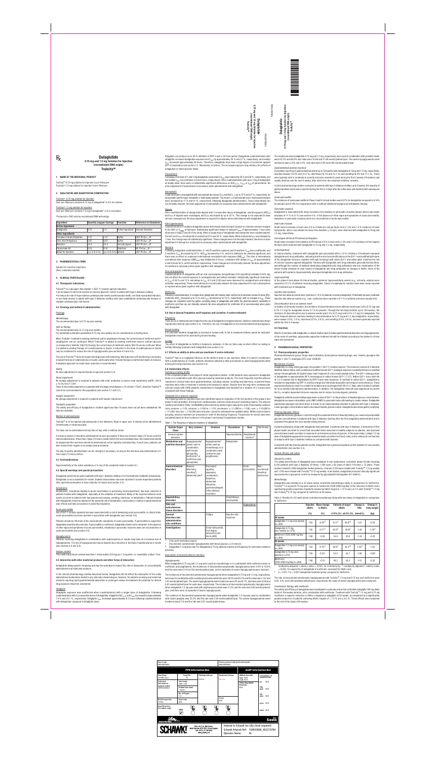# Dulaglutide

**0.75 mg and 1.5 mg Solution for Injection**

**(recombinant DNA origin)**

**Trulicity™**

## 1. NAME OF THE MEDICINAL PRODUCT

Trulicity™ 0.75 mg solution for injection in pre-filled pen

Trulicity™ 1.5 mg solution for injection in pre-filled pen

## 2. QUALITATIVE AND QUANTITATIVE COMPOSITION

Trulicity™ 0.75 mg solution for injection

Each pre-filled pen contains 0.75 mg of dulaglutide* in 0.5 ml solution.

Trulicity™ 1.5 mg solution for injection

Each pre-filled pen contains 1.5 mg of dulaglutide* in 0.5 ml solution.

*Produced in CHO cells by recombinant DNA technology.

| Ingredient | Quantity (mg)per Syringe | | Function | Reference to Standards |
|---|---|---|---|---|
| **Active Ingredient** | | | | |
| Dulaglutide | 0.75 | 1.5 | Active ingredient | Internal Standard |
| **Other Ingredients** | | | | |
| Trisodium Citrate Dihydrate | 1.37 | 1.37 | Buffer | USP, Ph.Eur., JP |
| Citric Acid Anhydrous | 0.07 | 0.07 | Buffer | USP, Ph.Eur., JP |
| Mannitol | 23.2 | 23.2 | Tonicity Agent | USP, Ph.Eur., JP |
| Polysorbate 80 | 0.10 | 0.10 | Stabilizer | NF, Ph.Eur., JP |
| Water for Injection | q.s. to 0.5 mL | q.s. to 0.5 mL | Vehicle | USP, Ph.Eur., JP |

## 3. PHARMACEUTICAL FORM

Solution for injection (injection).

Clear, colourless solution.

## 4. CLINICAL PARTICULARS

### 4.1 Therapeutic indications

Trulicity™ is a glucagon-like peptide-1 (GLP-1) receptor agonist indicated:

- as an adjunct to diet and exercise to improve glycemic control in adults with type 2 diabetes mellitus.
- to reduce the risk of major adverse cardiovascular events (cardiovascular death, non-fatal myocardial infarction, or non-fatal stroke) in adults with type 2 diabetes mellitus who have established cardiovascular disease or multiple cardiovascular risk factors.

### 4.2 Posology and method of administration

#### Posology

*Monotherapy*

The recommended dose is 0.75 mg once weekly.

*Add-on therapy*

The recommended dose is 1.5 mg once weekly.

For potentially vulnerable populations 0.75 mg once weekly can be considered as a starting dose.

When Trulicity™ is added to existing metformin and/or pioglitazone therapy, the current dose of metformin and/or pioglitazone can be continued. When Trulicity™ is added to existing metformin and/or sodium-glucose co-transporter 2 inhibitor (SGLT2i) therapy, the current dose of metformin and/or SGLT2i can be continued. When it is added to existing therapy of a sulphonylurea or insulin, a reduction in the dose of sulphonylurea or insulin may be considered to reduce the risk of hypoglycaemia (see sections 4.4 and 4.8).

The use of Trulicity™ does not require blood glucose self-monitoring. Blood glucose self-monitoring is necessary to adjust the dose of sulphonylurea or insulin, particularly when Trulicity therapy is started and insulin is reduced. A stepwise approach to insulin dose reduction is recommended.

*Elderly*

No dose adjustment is required based on age (see section 5.2).

*Renal impairment*

No dosage adjustment is required in patients with mild, moderate or severe renal impairment (eGFR <90 to ≥15 mL/min/1.73m²).

There is very limited experience in patients with end stage renal disease (<15 mL/min/1.73m²), therefore Trulicity™ cannot be recommended in this population (see section 5.1 and 5.2).

*Hepatic impairment*

No dosage adjustment is required in patients with hepatic impairment.

*Paediatric population*

The safety and efficacy of dulaglutide in children aged less than 18 years have not yet been established. No data are available.

#### Method of administration

Trulicity™ is to be injected subcutaneously in the abdomen, thigh or upper arm. It should not be administered intravenously or intramuscularly.

The dose can be administered at any time of day, with or without meals.

If a dose is missed, it should be administered as soon as possible if there are at least 3 days (72 hours) until the next scheduled dose. If less than 3 days (72 hours) remain before the next scheduled dose, the missed dose should be skipped and the next dose should be administered on the regularly scheduled day. In each case, patients can then resume their regular once weekly dosing schedule.

The day of weekly administration can be changed if necessary, as long as the last dose was administered 3 or more days (72 hours) before.

### 4.3 Contraindications

Hypersensitivity to the active substance or to any of the excipients listed in section 6.1.

### 4.4 Special warnings and special precautions

Dulaglutide should not be used in patients with type 1 diabetes mellitus or for the treatment of diabetic ketoacidosis. Dulaglutide is not a substitute for insulin. Diabetic ketoacidosis has been reported in insulin-dependent patients after rapid discontinuation or dose reduction of insulin (see section 4.2).

*Dehydration*

Dehydration, sometimes leading to acute renal failure or worsening renal impairment, has been reported in patients treated with dulaglutide, especially at the initiation of treatment. Many of the reported adverse renal events occurred in patients who had experienced nausea, vomiting, diarrhoea, or dehydration. Patients treated with dulaglutide should be advised of the potential risk of dehydration, particularly in relation to gastrointestinal side-effects and take precautions to avoid fluid depletion.

*Acute pancreatitis*

Use of GLP-1 receptor agonists has been associated with a risk of developing acute pancreatitis. In clinical trials, acute pancreatitis has been reported in association with dulaglutide (see section 4.8).

Patients should be informed of the characteristic symptoms of acute pancreatitis. If pancreatitis is suspected, dulaglutide should be discontinued. If pancreatitis is confirmed, dulaglutide should not be restarted. In the absence of other signs and symptoms of acute pancreatitis, elevations in pancreatic enzymes alone are not predictive of acute pancreatitis (see section 4.8).

*Hypoglycaemia*

Patients receiving dulaglutide in combination with sulphonylurea or insulin may have an increased risk of hypoglycaemia. The risk of hypoglycaemia may be lowered by a reduction in the dose of sulphonylurea or insulin (see sections 4.2 and 4.8).

*Sodium content*

This medicinal product contains less than 1 mmol sodium (23 mg) per 1.5 mg dose, i.e. essentially 'sodium-free'.

### 4.5 Interaction with other medicinal products and other forms of interaction

Dulaglutide delays gastric emptying and has the potential to impact the rate of absorption of concomitantly administered oral medicinal products.

In the clinical pharmacology studies described below, dulaglutide did not affect the absorption of the orally administered medications tested to any clinically relevant degree. However, for patients receiving oral medicinal products requiring rapid gastrointestinal absorption or prolonged release formulations the potential for altered drug exposure should be considered.

*Sitagliptin*

Sitagliptin exposure was unaffected when coadministered with a single dose of dulaglutide. Following coadministration with 2 consecutive doses of dulaglutide, sitagliptin $AUC_{(0-\tau)}$ and $C_{max}$ decreased by approximately 7.4 % and 23.1 %, respectively. Sitagliptin $t_{max}$ increased approximately 0.5 hours following coadministration with dulaglutide compared to sitagliptin alone.

Sitagliptin can produce up to 80 % inhibition of DPP-4 over a 24-hour period. Dulaglutide coadministration with sitagliptin increased dulaglutide exposure and $C_{max}$ by approximately 38 % and 27 %, respectively, and median $t_{max}$ increased approximately 24 hours. Therefore, dulaglutide does have a high degree of protection against DPP-4 inactivation (see section 5.1, Mechanism of action). The increased exposure may enhance the effects of dulaglutide on blood glucose levels.

*Paracetamol*

Following a first dose of 1 and 3 mg dulaglutide, paracetamol $C_{max}$ was reduced by 36 % and 50 %, respectively, and the median $t_{max}$ occurred later (3 and 4 hours, respectively). After coadministration with up to 3 mg of dulaglutide at steady state, there were no statistically significant differences on $AUC_{(0-12)}$, $C_{max}$ or $t_{max}$ of paracetamol. No dose adjustment of paracetamol is necessary when administered with dulaglutide.

*Atorvastatin*

Coadministration of dulaglutide with atorvastatin decreased $C_{max}$ and $AUC_{(0-\infty)}$ up to 70 % and 21 %, respectively, for atorvastatin and its major metabolite o-hydroxyatorvastatin. The mean $t_{1/2}$ of atorvastatin and o-hydroxyatorvastatin were increased by 17 % and 41 %, respectively, following dulaglutide administration. These observations are not clinically relevant. No dose adjustment is required for atorvastatin when administered with dulaglutide.

*Digoxin*

After coadministration of steady state digoxin with 2 consecutive doses of dulaglutide, overall exposure ($AUC_{\tau}$) and $t_{max}$ of digoxin were unchanged; and $C_{max}$ decreased by up to 22 %. This change is not expected to have clinical consequences. No dose adjustment is required for digoxin when administered with dulaglutide.

*Anti-hypertensives*

Coadministration of multiple dulaglutide doses with steady state lisinopril caused no clinically relevant changes in the AUC or $C_{max}$ of lisinopril. Statistically significant delays in lisinopril $t_{max}$ of approximately 1 hour were observed on Days 3 and 24 of the study. When a single dose of dulaglutide and metoprolol were coadministered, the AUC and $C_{max}$ of metoprolol increased by 19 % and 32 %, respectively. While metoprolol $t_{max}$ was delayed by 1 hour, this change was not statistically significant. These changes were not clinically relevant; therefore no dose adjustment of lisinopril or metoprolol is necessary when administered with dulaglutide.

*Warfarin*

Following dulaglutide coadministration, S- and R-warfarin exposure and R-warfarin $C_{max}$ were unaffected, and S-warfarin $C_{max}$ decreased by 22 %. $AUC_{INR}$ increased by 2 %, which is unlikely to be clinically significant, and there was no effect on maximum international normalised ratio response ($INR_{max}$). The time of international normalised ratio response ($tINR_{max}$) was delayed by 6 hours, consistent with delays in $t_{max}$ of approximately 4 and 6 hours for S- and R-warfarin, respectively. These changes are not clinically relevant. No dose adjustment for warfarin is necessary when given together with dulaglutide.

*Oral contraceptives*

Coadministration of dulaglutide with an oral contraceptive (norgestimate 0.18 mg/ethinyl estradiol 0.025 mg) did not affect the overall exposure to norelgestromin and ethinyl estradiol. Statistically significant reductions in $C_{max}$ of 26 % and 13 % and delays in $t_{max}$ of 2 and 0.30 hours were observed for norelgestromin and ethinyl estradiol, respectively. These observations are not clinically relevant. No dose adjustment for oral contraceptives is required when given together with dulaglutide.

*Metformin*

Following coadministration of multiple dose dulaglutide with steady state metformin (immediate release formula [IR]), metformin $AUC_{\tau}$ increased up to 15 % and $C_{max}$ decreased up to 12 %, respectively, with no change in $t_{max}$. These changes are consistent with the gastric emptying delay of dulaglutide and within the pharmacokinetic variability of metformin and thus are not clinically relevant. No dose adjustment for metformin IR is recommended when given with dulaglutide.

### 4.6 Use in Special Population and Pregnancy and Lactation, if contra-indicated

*Pregnancy*

There are no or limited amount of data from the use of dulaglutide in pregnant women. Studies in animals have shown reproductive toxicity (see section 5.3). Therefore, the use of dulaglutide is not recommended during pregnancy.

*Breast-feeding*

It is unknown whether dulaglutide is excreted in human milk. A risk to newborns/infants cannot be excluded. Dulaglutide should not be used during breast-feeding.

*Fertility*

The effect of dulaglutide on fertility in humans is unknown. In the rat, there was no direct effect on mating or fertility following treatment with dulaglutide (see section 5.3).

### 4.7 Effects on ability to drive and use machines if contra-indicated

Trulicity™ has no or negligible influence on the ability to drive or use machines. When it is used in combination with a sulphonylurea or insulin, patients should be advised to take precautions to avoid hypoglycaemia while driving and using machines (see section 4.4).

### 4.8 Undesirable effects

*Summary of safety profile*

In the completed phase II and phase III initial registration studies, 4,006 patients were exposed to dulaglutide alone or in combination with other glucose lowering medicinal products. The most frequently reported adverse reactions in clinical trials were gastrointestinal, including nausea, vomiting and diarrhoea. In general these reactions were mild or moderate in severity and transient in nature. Results from the long-term cardiovascular outcome study with 4949 patients randomised to dulaglutide and followed for a median of 5.4 years were consistent with these findings.

*Tabulated list of adverse reactions*

The following adverse reactions have been identified based on evaluation of the full duration of the phase II and phase III clinical studies, the long-term cardiovascular outcome study and post-marketing reports. The adverse reactions are listed in Table 1 as MedDRA preferred term by system organ class and in order of decreasing incidence (very common: ≥ 1/10; common: ≥ 1/100 to < 1/10; uncommon: ≥ 1/1,000 to < 1/100; rare: ≥ 1/10,000 to < 1/1,000; very rare: < 1/10,000 and not known: cannot be estimated from available data). Within each incidence grouping, adverse reactions are presented in order of decreasing frequency. Frequencies for events have been calculated based on their incidence in the phase II and phase III registration studies.

Table 1: The frequency of adverse reactions of dulaglutide

| System Organ Class | Very common | Common | Uncommon | Rare | Not known |
|---|---|---|---|---|---|
| Immune system disorders | | | Hypersensitivity | Anaphylactic reaction# | |
| Metabolism and nutrition disorders | Hypoglycaemia* (when used in combination with insulin, glimepiride, metformin† or metformin plus glimepiride) | Hypoglycaemia* (when used as monotherapy or in combination with metformin plus pioglitazone) | Dehydration | | |
| Gastrointestinal disorders | Nausea, diarrhoea, vomiting†, abdominal pain† | Decreased appetite, dyspepsia, constipation, flatulence, abdominal distention, gastroesophageal reflux disease, eructation | | Acute pancreatitis | Non-mechanical intestinal obstruction |
| Hepatobiliary disorders | | | Cholelithiasis, cholecystitis | | |
| Skin and subcutaneous tissue disorders | | | | Angioedema# | |
| General disorders and administration site conditions | | Fatigue | Injection site reactions | | |
| Investigations | | Sinus tachycardia, first degree atrioventricular block (AVB) | | | |

\# From post-marketing reports.

\* Documented, symptomatic hypoglycaemia with blood glucose ≤ 3.9 mmol/L

† Dulaglutide 1.5 mg dose only. For dulaglutide 0.75 mg, adverse reaction met frequency for next lower incidence grouping.

*Description of selected adverse reactions*

*Hypoglycaemia*

When dulaglutide 0.75 mg and 1.5 mg were used as monotherapy or in combination with metformin alone or metformin and pioglitazone, the incidences of documented symptomatic hypoglycaemia were 5.9% to 10.9% and the rates were 0.14 to 0.62 events/patient/year, and no episodes of severe hypoglycaemia were observed.

The incidences of documented symptomatic hypoglycaemia when dulaglutide 0.75 mg and 1.5 mg, respectively, were used in combination with a sulphonylurea and metformin were 39.0% and 40.3% and the rates were 1.67 and 1.67 events/patient/year. The severe hypoglycaemia event incidences were 0% and 0.7%, and rates were 0.00 and 0.01 events/patient/year for each dose, respectively. The incidence of documented symptomatic hypoglycaemia when dulaglutide 1.5 mg was used with sulphonylurea alone was 11.3% and the rate was 0.90 events/patient/year, and there were no episodes of severe hypoglycaemia.

The incidence of documented symptomatic hypoglycaemia when dulaglutide 1.5 mg was used in combination with insulin glargine was 35.3% and the rate was 3.38 events/patient/year. The severe hypoglycaemia event incidence was 0.7% and the rate was 0.01 events/patient/year.

The incidences when dulaglutide 0.75 mg and 1.5 mg, respectively, were used in combination with prandial insulin were 85.3% and 80.0% and rates were 35.66 and 31.06 events/patient/year. The severe hypoglycaemia event incidences were 2.4% and 3.4%, and rates were 0.05 and 0.06 events/patient/year.

*Gastrointestinal adverse reactions*

Cumulative reporting of gastrointestinal events up to 104 weeks with dulaglutide 0.75 mg and 1.5 mg, respectively, included nausea (12.9% and 21.2 %), diarrhoea (10.7% and 13.7 %) and vomiting (6.9% and 11.5 %). These were typically mild or moderate in severity and were reported to peak during the first 2 weeks of treatment and rapidly declined over the next 4 weeks, after which the rate remained relatively constant.

In clinical pharmacology studies conducted in patients with type 2 diabetes mellitus up to 6 weeks, the majority of gastrointestinal events were reported during the first 2-3 days after the initial dose and declined with subsequent doses.

*Acute pancreatitis*

The incidence of acute pancreatitis in Phase II and III clinical studies was 0.07% for dulaglutide compared to 0.14% for placebo and 0.19% for comparators with or without additional background antidiabetic therapy.

*Pancreatic enzymes*

Dulaglutide is associated with mean increases from baseline in pancreatic enzymes (lipase and/or pancreatic amylase) of 11 % to 21 % (see section 4.4). In the absence of other signs and symptoms of acute pancreatitis, elevations in pancreatic enzymes alone are not predictive of acute pancreatitis.

*Heart rate increase*

Small mean increases in heart rate of 2 to 4 beats per minute (bpm) and a 1.3% and 1.4 % incidence of sinus tachycardia, with a concomitant increase from baseline ≥ 15 bpm, were observed with dulaglutide 0.75 mg and 1.5 mg, respectively.

*First-degree AV block/ PR interval prolongation*

Small mean increases from baseline in PR interval of 2 to 3 msec and a 1.5% and 2.4 % incidence of first-degree AV block were observed with dulaglutide 0.75 mg and 1.5 mg, respectively.

*Immunogenicity*

In clinical studies, treatment with dulaglutide was associated with a 1.6 % incidence of treatment emergent dulaglutide anti-drug antibodies, indicating that the structural modifications in the GLP-1 and modified IgG4 parts of the dulaglutide molecule, together with high homology with native GLP-1 and native IgG4, minimise the risk of immune response against dulaglutide. Patients with dulaglutide anti-drug antibodies generally had low titres, and although the number of patients developing dulaglutide anti-drug antibodies was low, examination of the phase III data revealed no clear impact of dulaglutide anti-drug antibodies on changes in HbA1c. None of the patients with systemic hypersensitivity developed dulaglutide anti-drug antibodies.

*Hypersensitivity*

In the phase II and phase III clinical studies, systemic hypersensitivity events (e.g., urticaria, oedema) were reported in 0.5 % of patients receiving dulaglutide. Cases of anaphylactic reaction have been rarely reported with marketed use of dulaglutide.

*Injection site reactions*

Injection site adverse events were reported in 1.9 % of patients receiving dulaglutide. Potentially immune-mediated injection site adverse events (e.g., rash, erythema) were reported in 0.7 % of patients and were usually mild.

*Discontinuation due to an adverse event*

In studies of 26 weeks duration, the incidence of discontinuation due to adverse events was 2.6% (0.75 mg) and 6.1% (1.5 mg) for dulaglutide versus 3.7 % for placebo. Through the full study duration (up to 104 weeks), the incidence of discontinuation due to adverse events was 5.1% (0.75 mg) and 8.4% (1.5 mg) for dulaglutide. The most frequent adverse reactions leading to discontinuation for 0.75 mg and 1.5 mg dulaglutide, respectively, were nausea (1.0%, 1.9 %), diarrhoea (0.5%, 0.6 %), and vomiting (0.4%, 0.6 %), and were generally reported within the first 4-6 weeks.

### 4.9 Overdose

Effects of overdose with dulaglutide in clinical studies have included gastrointestinal disorders and hypoglycaemia. In the event of overdose, appropriate supportive treatment should be initiated according to the patient's clinical signs and symptoms.

## 5. PHARMACOLOGICAL PROPERTIES

### 5.1 Pharmacodynamic properties

Pharmacotherapeutic group: Drugs used in diabetes, blood glucose lowering drugs, excl. insulins, glucagon-like peptide-1 (GLP-1) analogues ATC code: A10BJ05

*Mechanism of action*

Dulaglutide is a long-acting glucagon-like peptide 1 (GLP-1) receptor agonist. The molecule consists of 2 identical disulfide-linked chains, each containing a modified human GLP-1 analogue sequence covalently linked to a modified human immunoglobulin G4 (IgG4) heavy chain fragment (Fc) by a small peptide linker. The GLP-1 analog portion of dulaglutide is approximately 90 % homologous to native human GLP-1 (7-37). Native GLP-1 has a half-life of 1.5-2 minutes due to degradation by DPP-4 and renal clearance. In contrast to native GLP-1, dulaglutide is resistant to degradation by DPP-4, and has a large size that slows absorption and reduces renal clearance. These engineering features result in a soluble formulation and a prolonged half-life of 4.7 days, which makes it suitable for once-weekly subcutaneous administration. In addition, the dulaglutide molecule was engineered to prevent the Fcγ receptor-dependent immune response and to reduce its immunogenic potential.

Dulaglutide exhibits several antihyperglycaemic actions of GLP-1. In the presence of elevated glucose concentrations, dulaglutide increases intracellular cyclic AMP (cAMP) in pancreatic beta cells leading to insulin release. Dulaglutide suppresses glucagon secretion which is known to be inappropriately elevated in patients with type 2 diabetes. Lower glucagon concentrations lead to decreased hepatic glucose output. Dulaglutide also slows gastric emptying.

*Pharmacodynamic effects*

Dulaglutide improves glycaemic control through the sustained effects of lowering fasting, pre-meal and postprandial glucose concentrations in patients with type 2 diabetes starting after the first dulaglutide administration and is sustained throughout the once weekly dosing interval.

A pharmacodynamic study with dulaglutide demonstrated, in patients with type 2 diabetes, a restoration of first phase insulin secretion to a level that exceeded levels observed in healthy subjects on placebo, and improved second phase insulin secretion in response to an intravenous bolus of glucose. In the same study, a single 1.5 mg dose of dulaglutide appeared to increase maximal insulin secretion from the β-cells, and to enhance β-cell function in subjects with type 2 diabetes mellitus as compared with placebo.

Consistent with the pharmacokinetic profile, dulaglutide has a pharmacodynamic profile suitable for once weekly administration (see section 5.2).

*Clinical efficacy and safety*

*Glycaemic control*

The safety and efficacy of dulaglutide were evaluated in nine randomised, controlled, phase III trials involving 6,193 patients with type 2 diabetes. Of these, 1,286 were ≥ 65 years of which 118 were ≥ 75 years. These studies included 3,806 dulaglutide treated patients, of whom 2,253 were treated with Trulicity™ 1.5 mg weekly and 1,553 were treated with Trulicity™ 0.75 mg weekly. In all studies, dulaglutide produced clinically significant improvements in glycaemic control as measured by glycosylated haemoglobin A1c (HbA1c).

*Monotherapy*

Dulaglutide was studied in a 52 week active controlled monotherapy study in comparison to metformin. Trulicity™ 1.5 mg and 0.75 mg were superior to metformin (1500-2000 mg/day) in the reduction in HbA1c and a significantly greater proportion of patients reached an HbA1c target of < 7.0 % and ≤ 6.5 % with Trulicity™ 1.5 mg and Trulicity™ 0.75 mg compared to metformin at 26 weeks.

Table 2: Results of a 52 week active controlled monotherapy study with two doses of dulaglutide in comparison to metformin

| | Baseline HbA1c | Mean change in HbA1c | Patients at target HbA1c | | Change in FBG | Change in body weight |
|---|---|---|---|---|---|---|
| | (%) | (%) | <7.0% (%) | ≤6.5% (%) | (mmol/L) | (kg) |
| **26 weeks** | | | | | | |
| Dulaglutide 1.5 mg once weekly (n=269) | 7.63 | -0.78†† | 61.5## | 46.0## | -1.61 | -2.29 |
| Dulaglutide 0.75 mg once weekly (n=270) | 7.58 | -0.71†† | 62.6## | 40.0# | -1.46 | -1.36# |
| Metformin 1500-2000 mg/day (n=268) | 7.60 | -0.56 | 53.6 | 29.8 | -1.34 | -2.22 |
| **52 weeks** | | | | | | |
| Dulaglutide 1.5 mg once weekly (n=269) | 7.63 | -0.70†† | 60.0# | 42.3## | -1.56# | -1.93 |
| Dulaglutide 0.75 mg once weekly (n=270) | 7.58 | -0.55† | 53.2 | 34.7 | -1.00 | -1.09# |
| Metformin 1500-2000 mg/day (n=268) | 7.60 | -0.51 | 48.3 | 28.3 | -1.15 | -2.20 |

† multiplicity adjusted 1-sided p-value < 0.025, for noninferiority; †† multiplicity adjusted 1-sided p-value < 0.025, for superiority of dulaglutide to metformin, assessed for HbA1c only

\# p < 0.05, ## p < 0.001 dulaglutide treatment group compared to metformin

The rate of documented symptomatic hypoglycaemia with Trulicity™ 1.5 mg and 0.75 mg, and metformin were 0.62, 0.15, and 0.09 episodes/patient/year, respectively. No cases of severe hypoglycaemia were observed.

*Combination therapy with metformin*

The safety and efficacy of dulaglutide was investigated in a placebo and active controlled (sitagliptin 100 mg daily) study of 104 weeks duration, all in combination with metformin. Treatment with Trulicity™ 1.5 mg and 0.75 mg resulted in a superior reduction in HbA1c compared to sitagliptin at 52 weeks, accompanied by a significantly greater proportion of patients achieving HbA1c targets of < 7.0 % and ≤ 6.5 %. These effects were sustained to the end of the study (104 weeks).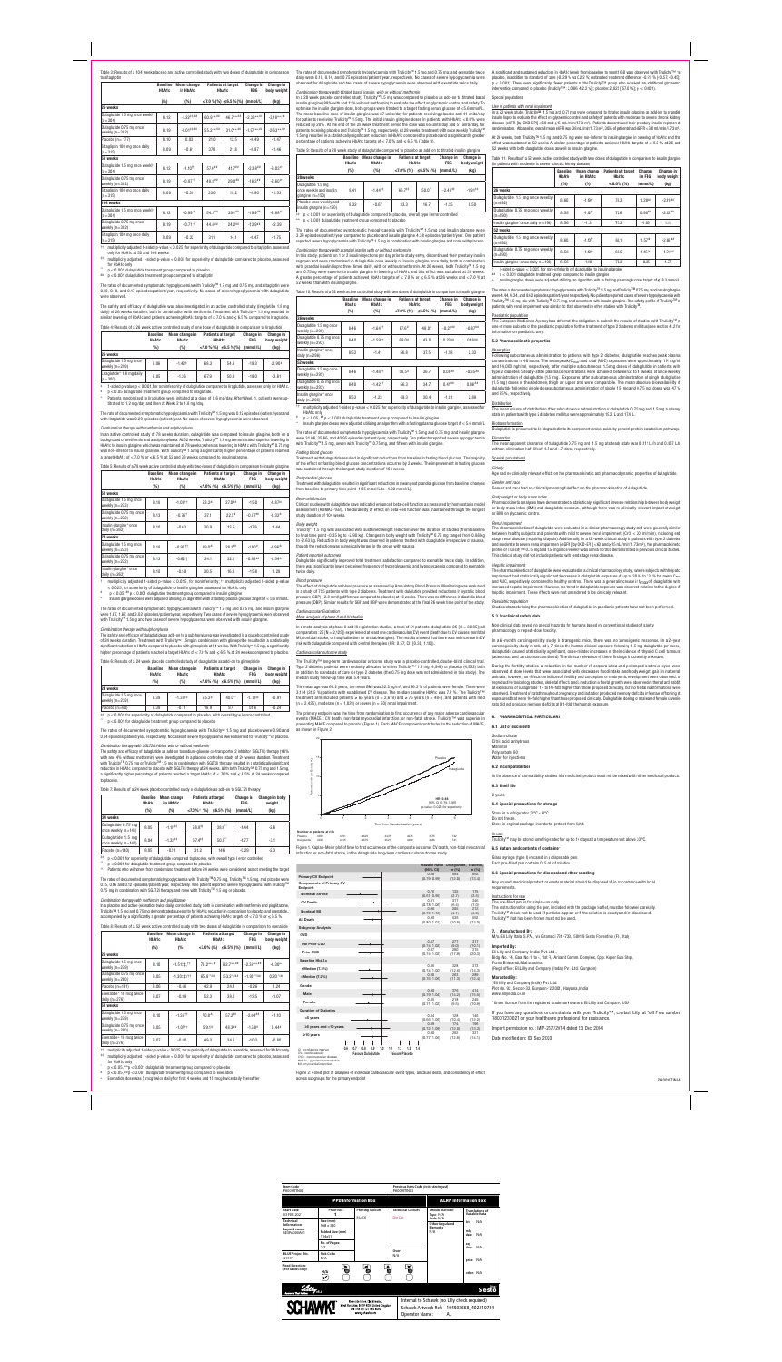Table 3: Results of a 104 week placebo and active controlled study with two doses of dulaglutide in comparison to sitagliptin

| | Baseline HbA1c | Mean change in HbA1c | Patients at target HbA1c | | Change in FBG | Change in body weight |
|---|---|---|---|---|---|---|
| | (%) | (%) | <7.0 % (%) | ≤6.5 % (%) | (mmol/L) | (kg) |
| **26 weeks** | | | | | | |
| Dulaglutide 1.5 mg once weekly (n=304) | 8.12 | -1.22[‡‡,##] | 60.9[‡‡,##] | 46.7[‡‡,##] | -2.38[‡‡,##] | -3.18[‡‡,##] |
| Dulaglutide 0.75 mg once weekly (n=302) | 8.19 | -1.01[‡‡,##] | 55.2[‡‡,##] | 31.0[‡‡,##] | -1.97[‡‡,##] | -2.63[‡‡,##] |
| Placebo (n=177) | 8.10 | 0.03 | 21.0 | 12.5 | -0.49 | -1.47 |
| Sitagliptin 100 mg once daily (n=315) | 8.09 | -0.61 | 37.8 | 21.8 | -0.97 | -1.46 |
| **52 weeks** | | | | | | |
| Dulaglutide 1.5 mg once weekly (n=304) | 8.12 | -1.10[††] | 57.6[##] | 41.7[##] | -2.38[##] | -3.03[##] |
| Dulaglutide 0.75 mg once weekly (n=302) | 8.19 | -0.87[††] | 48.8[##] | 29.0[##] | -1.63[##] | -2.60[##] |
| Sitagliptin 100 mg once daily (n=315) | 8.09 | -0.39 | 33.0 | 19.2 | -0.90 | -1.53 |
| **104 weeks** | | | | | | |
| Dulaglutide 1.5 mg once weekly (n=304) | 8.12 | -0.99[††] | 54.3[##] | 39.1[##] | -1.99[##] | -2.88[##] |
| Dulaglutide 0.75 mg once weekly (n=302) | 8.19 | -0.71[††] | 44.8[##] | 24.2[##] | -1.39[##] | -2.39 |
| Sitagliptin 100 mg once daily (n=315) | 8.09 | -0.32 | 31.1 | 14.1 | -0.47 | -1.75 |

†† multiplicity adjusted 1-sided p-value < 0.025, for superiority of dulaglutide compared to sitagliptin, assessed only for HbA1c at 52 and 104 weeks
‡‡ multiplicity adjusted 1-sided p-value < 0.001 for superiority of dulaglutide compared to placebo, assessed for HbA1c only
\# p < 0.05, ## p < 0.001 dulaglutide treatment group compared to sitagliptin

The rates of documented symptomatic hypoglycaemia with Trulicity™ 1.5 mg and 0.75 mg, and sitagliptin were 0.19, 0.18, and 0.17 episodes/patient/year, respectively. No cases of severe hypoglycaemia with dulaglutide were observed.

The safety and efficacy of dulaglutide was also investigated in an active controlled study (liraglutide 1.8 mg daily) of 26 weeks duration, both in combination with metformin. Treatment with Trulicity™ 1.5 mg resulted in similar lowering of HbA1c and patients achieving HbA1c targets of < 7.0 % and ≤ 6.5 % compared to liraglutide.

Table 4: Results of a 26 week active controlled study of one dose of dulaglutide in comparison to liraglutide

| | Baseline HbA1c | Mean change in HbA1c | Patients at target HbA1c | | Change in FBG | Change in body weight |
|---|---|---|---|---|---|---|
| | (%) | (%) | <7.0 % (%) | ≤6.5 % (%) | (mmol/L) | (kg) |
| **26 weeks** | | | | | | |
| Dulaglutide 1.5 mg once weekly (n=299) | 8.06 | -1.42[‡] | 68.3 | 54.6 | -1.93 | -2.90[#] |
| Liraglutide[+] 1.8 mg daily (n=300) | 8.05 | -1.36 | 67.9 | 50.9 | -1.90 | -3.61 |

‡ 1-sided p-value < 0.001, for non-inferiority of dulaglutide compared to liraglutide, assessed only for HbA1c.
\# p < 0.05 dulaglutide treatment group compared to liraglutide.
\+ Patients randomised to liraglutide were initiated at a dose of 0.6 mg/day. After Week 1, patients were up-titrated to 1.2 mg/day and then at Week 2 to 1.8 mg/day.

The rate of documented symptomatic hypoglycaemia with Trulicity™ 1.5 mg was 0.12 episodes/patient/year and with liraglutide was 0.29 episodes/patient/year. No cases of severe hypoglycaemia were observed.

*Combination therapy with metformin and sulphonylurea*

In an active controlled study of 78 weeks duration, dulaglutide was compared to insulin glargine, both on a background of metformin and a sulphonylurea. At 52 weeks, Trulicity™ 1.5 mg demonstrated superior lowering in HbA1c to insulin glargine which was maintained at 78 weeks; whereas lowering in HbA1c with Trulicity™ 0.75 mg was non-inferior to insulin glargine. With Trulicity™ 1.5 mg a significantly higher percentage of patients reached a target HbA1c of < 7.0 % or ≤ 6.5 % at 52 and 78 weeks compared to insulin glargine.

Table 5: Results of a 78 week active controlled study with two doses of dulaglutide in comparison to insulin glargine

| | Baseline HbA1c | Mean change in HbA1c | Patients at target HbA1c | | Change in FBG | Change in body weight |
|---|---|---|---|---|---|---|
| | (%) | (%) | <7.0 % (%) | ≤6.5 % (%) | (mmol/L) | (kg) |
| **52 weeks** | | | | | | |
| Dulaglutide 1.5 mg once weekly (n=273) | 8.18 | -1.08[††] | 53.2[##] | 27.0[##] | -1.50 | -1.87[##] |
| Dulaglutide 0.75 mg once weekly (n=272) | 8.13 | -0.76[†] | 37.1 | 22.5[#] | -0.87[##] | -1.33[##] |
| Insulin glargine[+] once daily (n=262) | 8.10 | -0.63 | 30.9 | 13.5 | -1.76 | 1.44 |
| **78 weeks** | | | | | | |
| Dulaglutide 1.5 mg once weekly (n=273) | 8.18 | -0.90[††] | 49.0[##] | 28.1[##] | -1.10[#] | -1.96[##] |
| Dulaglutide 0.75 mg once weekly (n=272) | 8.13 | -0.62[†] | 34.1 | 22.1 | -0.58[##] | -1.54[##] |
| Insulin glargine[+] once daily (n=262) | 8.10 | -0.59 | 30.5 | 16.6 | -1.58 | 1.28 |

† multiplicity adjusted 1-sided p-value < 0.025, for non-inferiority; †† multiplicity adjusted 1-sided p-value < 0.025, for superiority of dulaglutide to insulin glargine, assessed for HbA1c only
\# p < 0.05, ## p < 0.001 dulaglutide treatment group compared to insulin glargine
\+ Insulin glargine doses were adjusted utilising an algorithm with a fasting plasma glucose target of < 5.6 mmol/L

The rates of documented symptomatic hypoglycaemia with Trulicity™ 1.5 mg and 0.75 mg, and insulin glargine were 1.67, 1.67, and 3.02 episodes/patient/year, respectively. Two cases of severe hypoglycaemia were observed with Trulicity™ 1.5 mg and two cases of severe hypoglycaemia were observed with insulin glargine.

*Combination therapy with sulphonylurea*

The safety and efficacy of dulaglutide as add-on to a sulphonylurea was investigated in a placebo controlled study of 24 weeks duration. Treatment with Trulicity™ 1.5 mg in combination with glimepiride resulted in a statistically significant reduction in HbA1c compared to placebo with glimepiride at 24 weeks. With Trulicity™ 1.5 mg, a significantly higher percentage of patients reached a target HbA1c of < 7.0 % and ≤ 6.5 % at 24 weeks compared to placebo.

Table 6: Results of a 24 week placebo controlled study of dulaglutide as add-on to glimepiride

| | Baseline HbA1c | Mean change in HbA1c | Patients at target HbA1c | | Change in FBG | Change in body weight |
|---|---|---|---|---|---|---|
| | (%) | (%) | <7.0 % (%) | ≤6.5 % (%) | (mmol/L) | (kg) |
| **24 weeks** | | | | | | |
| Dulaglutide 1.5 mg once weekly (n=239) | 8.39 | -1.38[‡‡] | 55.3[‡‡] | 40.0[‡‡] | -1.70[‡‡] | -0.91 |
| Placebo (n=60) | 8.39 | -0.11 | 18.9 | 9.4 | 0.16 | -0.24 |

‡‡ p < 0.001 for superiority of dulaglutide compared to placebo, with overall type I error controlled
\# p < 0.001 for dulaglutide treatment group compared to placebo

The rates of documented symptomatic hypoglycaemia with Trulicity™ 1.5 mg and placebo were 0.90 and 0.04 episodes/patient/year, respectively. No cases of severe hypoglycaemia were observed for Trulicity™ or placebo.

*Combination therapy with SGLT2 inhibitor with or without metformin*

The safety and efficacy of dulaglutide as add-on to sodium-glucose co-transporter 2 inhibitor (SGLT2i) therapy (96% with and 4% without metformin) was investigated in a placebo controlled study of 24 weeks duration. Treatment with Trulicity™ 0.75 mg or Trulicity™ 1.5 mg in combination with SGLT2i therapy resulted in a statistically significant reduction in HbA1c compared to placebo with SGLT2i therapy at 24 weeks. With both Trulicity™ 0.75 mg and 1.5 mg, a significantly higher percentage of patients reached a target HbA1c of < 7.0 % and ≤ 6.5 % at 24 weeks compared to placebo.

Table 7: Results of a 24 week placebo controlled study of dulaglutide as add-on to SGLT2i therapy

| | Baseline HbA1c | Mean change in HbA1c | Patients at target HbA1c | | Change in FBG | Change in body weight |
|---|---|---|---|---|---|---|
| | (%) | (%) | <7.0%^ (%) | ≤6.5% (%) | (mmol/L) | (kg) |
| **24 weeks** | | | | | | |
| Dulaglutide 0.75 mg once weekly (n=141) | 8.05 | -1.19[‡‡] | 58.8[##] | 38.9[#] | -1.44 | -2.6 |
| Dulaglutide 1.5 mg once weekly (n=142) | 8.04 | -1.33[‡‡] | 67.4[##] | 50.8[#] | -1.77 | -3.1 |
| Placebo (n=140) | 8.05 | -0.51 | 31.2 | 14.6 | -0.29 | -2.3 |

‡‡ p < 0.001 for superiority of dulaglutide compared to placebo, with overall type I error controlled
\# p < 0.001 for dulaglutide treatment group compared to placebo
^ Patients who withdrew from randomised treatment before 24 weeks were considered as not meeting the target

The rates of documented symptomatic hypoglycaemia with Trulicity™ 0.75 mg, Trulicity™ 1.5 mg, and placebo were 0.15, 0.16 and 0.12 episodes/patient/year, respectively. One patient reported severe hypoglycaemia with Trulicity™ 0.75 mg in combination with SGLT2i therapy and none with Trulicity™ 1.5 mg or placebo.

*Combination therapy with metformin and pioglitazone*

In a placebo and active (exenatide twice daily) controlled study, both in combination with metformin and pioglitazone, Trulicity™ 1.5 mg and 0.75 mg demonstrated superiority for HbA1c reduction in comparison to placebo and exenatide, accompanied by a significantly greater percentage of patients achieving HbA1c targets of < 7.0 % or ≤ 6.5 %.

Table 8: Results of a 52 week active controlled study with two doses of dulaglutide in comparison to exenatide

| | Baseline HbA1c | Mean change in HbA1c | Patients at target HbA1c | | Change in FBG | Change in body weight |
|---|---|---|---|---|---|---|
| | (%) | (%) | <7.0 % (%) | ≤6.5 % (%) | (mmol/L) | (kg) |
| **26 weeks** | | | | | | |
| Dulaglutide 1.5 mg once weekly (n=279) | 8.10 | -1.51[‡‡,††] | 78.2[‡‡,##] | 62.7[‡‡,##] | -2.36[‡‡,##] | -1.30[##] |
| Dulaglutide 0.75 mg once weekly (n=280) | 8.05 | -1.30[‡‡,††] | 65.8[‡‡,##] | 53.2[‡‡,##] | -1.90[‡‡,##] | 0.20[‡,##] |
| Placebo (n=141) | 8.06 | -0.46 | 42.9 | 24.4 | -0.26 | 1.24 |
| Exenatide[+] 10 mcg twice daily (n=276) | 8.07 | -0.99 | 52.3 | 38.0 | -1.35 | -1.07 |
| **52 weeks** | | | | | | |
| Dulaglutide 1.5 mg once weekly (n=279) | 8.10 | -1.36[††] | 70.8[##] | 57.2[##] | -2.04[##] | -1.10 |
| Dulaglutide 0.75 mg once weekly (n=280) | 8.05 | -1.07[††] | 59.1[#] | 48.3[##] | -1.58[#] | 0.44[#] |
| Exenatide[+] 10 mcg twice daily (n=276) | 8.07 | -0.80 | 49.2 | 34.6 | -1.03 | -0.80 |

†† multiplicity adjusted 1-sided p-value < 0.025, for superiority of dulaglutide to exenatide, assessed for HbA1c only
‡‡ multiplicity adjusted 1-sided p-value < 0.001 for superiority of dulaglutide compared to placebo, assessed for HbA1c only
‡ p < 0.05, ## p < 0.001 dulaglutide treatment group compared to placebo
\# p < 0.05, ## p < 0.001 dulaglutide treatment group compared to exenatide
\+ Exenatide dose was 5 mcg twice daily for first 4 weeks and 10 mcg twice daily thereafter

The rates of documented symptomatic hypoglycaemia with Trulicity™ 1.5 mg and 0.75 mg, and exenatide twice daily were 0.19, 0.14, and 0.75 episodes/patient/year, respectively. No cases of severe hypoglycaemia were observed for dulaglutide and two cases of severe hypoglycaemia were observed with exenatide twice daily.

*Combination therapy with titrated basal insulin, with or without metformin*

In a 28 week placebo controlled study, Trulicity™ 1.5 mg was compared to placebo as add-on to titrated basal insulin glargine (88% with and 12% without metformin) to evaluate the effect on glycaemic control and safety. To optimise the insulin glargine dose, both groups were titrated to a target fasting serum glucose of < 5.6 mmol/L. The mean baseline dose of insulin glargine was 37 units/day for patients receiving placebo and 41 units/day for patients receiving Trulicity™ 1.5 mg. The initial insulin glargine doses in patients with HbA1c < 8.0% were reduced by 20%. At the end of the 28-week treatment period the dose was 65 units/day and 51 units/day, for patients receiving placebo and Trulicity™ 1.5 mg, respectively. At 28 weeks, treatment with once weekly Trulicity™ 1.5 mg resulted in a statistically significant reduction in HbA1c compared to placebo and a significantly greater percentage of patients achieving HbA1c targets of < 7.0 % and ≤ 6.5 % (Table 9).

Table 9: Results of a 28 week study of dulaglutide compared to placebo as add-on to titrated insulin glargine

| | Baseline HbA1c | Mean change in HbA1c | Patients at target HbA1c | | Change in FBG | Change in body weight |
|---|---|---|---|---|---|---|
| | (%) | (%) | <7.0% (%) | ≤6.5% (%) | (mmol/L) | (kg) |
| **28 weeks** | | | | | | |
| Dulaglutide 1.5 mg once weekly and insulin glargine (n=150) | 8.41 | -1.44[‡‡] | 66.7[‡‡] | 50.0[‡‡] | -2.48[‡‡] | -1.91[‡‡] |
| Placebo once weekly and insulin glargine (n=150) | 8.32 | -0.67 | 33.3 | 16.7 | -1.55 | 0.50 |

‡‡ p < 0.001 for superiority of dulaglutide compared to placebo, overall type I error controlled
\## p < 0.001 dulaglutide treatment group compared to placebo

The rates of documented symptomatic hypoglycaemia with Trulicity™ 1.5 mg and insulin glargine were 3.38 episodes/patient/year compared to placebo and insulin glargine 4.38 episodes/patient/year. One patient reported severe hypoglycaemia with Trulicity™ 1.5 mg in combination with insulin glargine and none with placebo.

*Combination therapy with prandial insulin with or without metformin*

In this study, patients on 1 or 2 insulin injections per day prior to study entry, discontinued their preestudy insulin regimen and were randomised to dulaglutide once weekly or insulin glargine once daily, both in combination with prandial insulin lispro three times daily with or without metformin. At 26 weeks, both Trulicity™ 1.5 mg and 0.75 mg were superior to insulin glargine in lowering of HbA1c and this effect was sustained at 52 weeks. A greater percentage of patients achieved HbA1c targets of < 7.0 % or ≤ 6.5 % at 26 weeks and < 7.0 % at 52 weeks than with insulin glargine.

Table 10: Results of a 52 week active controlled study with two doses of dulaglutide in comparison to insulin glargine

| | Baseline HbA1c | Mean change in HbA1c | Patients at target HbA1c | | Change in FBG | Change in body weight |
|---|---|---|---|---|---|---|
| | (%) | (%) | <7.0% (%) | ≤6.5% (%) | (mmol/L) | (kg) |
| **26 weeks** | | | | | | |
| Dulaglutide 1.5 mg once weekly (n=295) | 8.46 | -1.64[††] | 67.6[#] | 48.0[#] | -0.27[##] | 0.91[##] |
| Dulaglutide 0.75 mg once weekly (n=293) | 8.40 | -1.59[††] | 69.0[#] | 43.0 | 0.22[##] | 0.18[##] |
| Insulin glargine[+] once daily (n=296) | 8.53 | -1.41 | 56.8 | 37.5 | -1.58 | 2.33 |
| **52 weeks** | | | | | | |
| Dulaglutide 1.5 mg once weekly (n=295) | 8.46 | -1.48[††] | 58.5[#] | 36.7 | 0.08[##] | -0.35[##] |
| Dulaglutide 0.75 mg once weekly (n=293) | 8.40 | -1.42[††] | 56.3 | 34.7 | 0.41[##] | 0.86[##] |
| Insulin glargine[+] once daily (n=296) | 8.53 | -1.23 | 49.3 | 30.4 | -1.01 | 2.89 |

†† multiplicity adjusted 1-sided p-value < 0.025, for superiority of dulaglutide to insulin glargine, assessed for HbA1c only
\# p < 0.05, ## p < 0.001 dulaglutide treatment group compared to insulin glargine
\+ Insulin glargine doses were adjusted utilising an algorithm with a fasting plasma glucose target of < 5.6 mmol/L

The rates of documented symptomatic hypoglycaemia with Trulicity™ 1.5 mg and 0.75 mg, and insulin glargine were 31.06, 35.66, and 40.95 episodes/patient/year, respectively. Ten patients reported severe hypoglycaemia with Trulicity™ 1.5 mg, seven with Trulicity™ 0.75 mg, and fifteen with insulin glargine.

*Fasting blood glucose*

Treatment with dulaglutide resulted in significant reductions from baseline in fasting blood glucose. The majority of the effect on fasting blood glucose concentrations occurred by 2 weeks. The improvement in fasting glucose was sustained through the longest study duration of 104 weeks.

*Postprandial glucose*

Treatment with dulaglutide resulted in significant reductions in mean postprandial glucose from baseline (changes from baseline to primary time point -1.95 mmol/L to -4.23 mmol/L).

*Beta-cell function*

Clinical studies with dulaglutide have indicated enhanced beta-cell function as measured by homeostasis model assessment (HOMA2-%B). The durability of effect on beta-cell function was maintained through the longest study duration of 104 weeks.

*Body weight*

Trulicity™ 1.5 mg was associated with sustained weight reduction over the duration of studies (from baseline to final time point -0.35 kg to -2.90 kg). Changes in body weight with Trulicity™ 0.75 mg ranged from 0.86 kg to -2.63 kg. Reduction in body weight was observed in patients treated with dulaglutide irrespective of nausea, though the reduction was numerically larger in the group with nausea.

*Patient-reported outcomes*

Dulaglutide significantly improved total treatment satisfaction compared to exenatide twice daily. In addition, there was significantly lower perceived frequency of hyperglycaemia and hypoglycaemia compared to exenatide twice daily.

*Blood pressure*

The effect of dulaglutide on blood pressure as assessed by Ambulatory Blood Pressure Monitoring was evaluated in a study of 755 patients with type 2 diabetes. Treatment with dulaglutide provided reductions in systolic blood pressure (SBP) (-2.8 mmHg difference compared to placebo) at 16 weeks. There was no difference in diastolic blood pressure (DBP). Similar results for SBP and DBP were demonstrated at the final 26 week time point of the study.

*Cardiovascular Evaluation*

*Meta-analysis of phase II and III studies*

In a meta-analysis of phase II and III registration studies, a total of 51 patients (dulaglutide: 26 [N = 3,885]; all comparators: 25 [N = 2,125]) experienced at least one cardiovascular (CV) event (death due to CV causes, nonfatal MI, nonfatal stroke, or hospitalisation for unstable angina). The results showed that there was no increase in CV risk with dulaglutide compared with control therapies (HR: 0.57; CI: [0.30, 1.10]).

*Cardiovascular outcome study*

The Trulicity™ long-term cardiovascular outcome study was a placebo-controlled, double-blind clinical trial. Type 2 diabetes patients were randomly allocated to either Trulicity™ 1.5 mg (4,949) or placebo (4,952), both in addition to standard of care treatments for type 2 diabetes (the 0.75 mg dose was not administered in this study). The median study follow-up time was 5.4 years.

The mean age was 66.2 years, the mean BMI was 32.3 kg/m² and 46.3 % of patients were female. There were 3,114 (31.5 %) patients with established CV disease. The median baseline HbA1c was 7.2 %. The Trulicity™ treatment arm included patients ≥ 65 years (n = 2,619) and ≥ 75 years (n = 484), and patients with mild (n = 2,435), moderate (n = 1,031) or severe (n = 50) renal impairment.

The primary endpoint was the time from randomisation to first occurrence of any major adverse cardiovascular events (MACE): CV death, non-fatal myocardial infarction, or non-fatal stroke. Trulicity™ was superior in preventing MACE compared to placebo (Figure 1). Each MACE component contributed to the reduction of MACE, as shown in Figure 2.

Placebo
Dulaglutide
HR: 0.88
95% CI (0.79, 0.99)
p-value: 0.026 for superiority
Patients with an Event (%)
Time from Randomisation (years)
Number of patients at risk
Placebo
Dulaglutide

Figure 1: Kaplan-Meier plot of time to first occurrence of the composite outcome: CV death, non-fatal myocardial infarction or non-fatal stroke, in the dulaglutide long-term cardiovascular outcome study

Hazard Ratio (95% CI)
Dulaglutide n (%)
Placebo n (%)
Primary CV Endpoint
Components of Primary CV Endpoint
Nonfatal Stroke
CV Death
Nonfatal MI
All Death
Subgroup Analysis
CVD
No Prior CVD
Prior CVD
Baseline HbA1c
≥Median (7.2%)
<Median (7.2%)
Gender
Male
Female
Duration of Diabetes
<5 years
≥5 years and <15 years
≥15 years
Favours Dulaglutide
Favours Placebo
CI - confidence interval
CVD - cardiovascular disease
HbA1c - glycated haemoglobin
MI - myocardial infarction

Figure 2: Forest plot of analyses of individual cardiovascular event types, all cause death, and consistency of effect across subgroups for the primary endpoint

A significant and sustained reduction in HbA1c levels from baseline to month 60 was observed with Trulicity™ vs placebo, in addition to standard of care (-0.29 % vs 0.22 %; estimated treatment difference -0.51 % [-0.57; -0.45]; p < 0.001). There were significantly fewer patients in the Trulicity™ group who received an additional glycaemic intervention compared to placebo (Trulicity™: 2,086 [42.2 %]; placebo: 2,825 [57.0 %]; p < 0.001).

**Special populations**

*Use in patients with renal impairment*

In a 52 week study, Trulicity™ 1.5 mg and 0.75 mg were compared to titrated insulin glargine as add-on to prandial insulin lispro to evaluate the effect on glycaemic control and safety of patients with moderate to severe chronic kidney disease (eGFR [by CKD-EPI] < 60 and ≥ 15 mL/min/1.73 m²). Patients discontinued their preexisting insulin regimen at randomisation. At baseline, overall mean eGFR was 38 mL/min/1.73 m², 30% of patients had eGFR < 30 mL/min/1.73 m².

At 26 weeks, both Trulicity™ 1.5 mg and 0.75 mg were non-inferior to insulin glargine in lowering of HbA1c and this effect was sustained at 52 weeks. A similar percentage of patients achieved HbA1c targets of < 8.0 % at 26 and 52 weeks with both dulaglutide doses as well as insulin glargine.

Table 11: Results of a 52 week active controlled study with two doses of dulaglutide in comparison to insulin glargine (in patients with moderate to severe chronic kidney disease)

| | Baseline HbA1c | Mean change in HbA1c | Patients at target HbA1c | Change in FBG | Change in body weight |
|---|---|---|---|---|---|
| | (%) | (%) | <8.0% (%) | (mmol/L) | (kg) |
| **26 weeks** | | | | | |
| Dulaglutide 1.5 mg once weekly (n=192) | 8.60 | -1.19[†] | 78.3 | 1.28[##] | -2.81[##] |
| Dulaglutide 0.75 mg once weekly (n=190) | 8.58 | -1.12[†] | 72.6 | 0.98[##] | -2.02[##] |
| Insulin glargine[+] once daily (n=194) | 8.56 | -1.13 | 75.3 | -1.06 | 1.11 |
| **52 weeks** | | | | | |
| Dulaglutide 1.5 mg once weekly (n=192) | 8.60 | -1.10[†] | 69.1 | 1.57[##] | -2.66[##] |
| Dulaglutide 0.75 mg once weekly (n=190) | 8.58 | -1.10[†] | 69.5 | 1.15[##] | -1.71[##] |
| Insulin glargine[+] once daily (n=194) | 8.56 | -1.00 | 70.3 | -0.35 | 1.57 |

† 1-sided p-value < 0.025, for non-inferiority of dulaglutide compared to insulin glargine
\## p < 0.001 dulaglutide treatment group compared to insulin glargine
\+ Insulin glargine doses were adjusted utilising an algorithm with a fasting plasma glucose target of ≤ 8.3 mmol/L

The rate of documented symptomatic hypoglycaemia with Trulicity™ 1.5 mg and 0.75 mg, and insulin glargine were 4.44, 4.34, and 9.62 episodes/patient/year, respectively. No patients reported cases of severe hypoglycaemia with Trulicity™ 1.5 mg, six with Trulicity™ 0.75 mg, and seventeen with insulin glargine. The safety profile of Trulicity™ in patients with renal impairment was similar to that observed in other studies with Trulicity™.

*Paediatric population*

The European Medicines Agency has deferred the obligation to submit the results of studies with Trulicity™ in one or more subsets of the paediatric population for the treatment of type 2 diabetes mellitus (see section 4.2 for information on paediatric use).

### 5.2 Pharmacokinetic properties

*Absorption*

Following subcutaneous administration to patients with type 2 diabetes, dulaglutide reaches peak plasma concentrations in 48 hours. The mean peak ($C_{max}$) and total (AUC) exposures were approximately 114 ng/ml and 14,000 ng·h/ml, respectively, after multiple subcutaneous 1.5 mg doses of dulaglutide in patients with type 2 diabetes. Steady-state plasma concentrations were achieved between 2 to 4 weeks of once-weekly administration of dulaglutide (1.5 mg). Exposures after subcutaneous administration of single dulaglutide (1.5 mg) doses in the abdomen, thigh, or upper arm were comparable. The mean absolute bioavailability of dulaglutide following single-dose subcutaneous administration of single 1.5 mg and 0.75 mg doses was 47 % and 65 %, respectively.

*Distribution*

The mean volume of distribution after subcutaneous administration of dulaglutide 0.75 mg and 1.5 mg at steady state in patients with type 2 diabetes mellitus were approximately 19.2 L and 17.4 L.

*Biotransformation*

Dulaglutide is presumed to be degraded into its component amino acids by general protein catabolism pathways.

*Elimination*

The mean apparent clearance of dulaglutide 0.75 mg and 1.5 mg at steady state was 0.111 L/h and 0.107 L/h with an elimination half-life of 4.5 and 4.7 days, respectively.

*Special populations*

*Elderly*

Age had no clinically relevant effect on the pharmacokinetic and pharmacodynamic properties of dulaglutide.

*Gender and race*

Gender and race had no clinically meaningful effect on the pharmacokinetics of dulaglutide.

*Body weight or body mass index*

Pharmacokinetic analyses have demonstrated a statistically significant inverse relationship between body weight or body mass index (BMI) and dulaglutide exposure, although there was no clinically relevant impact of weight or BMI on glycaemic control.

*Renal impairment*

The pharmacokinetics of dulaglutide were evaluated in a clinical pharmacology study and were generally similar between healthy subjects and patients with mild to severe renal impairment (CrCl < 30 ml/min), including end stage renal disease (requiring dialysis). Additionally, in a 52 week clinical study in patients with type 2 diabetes and moderate to severe renal impairment (eGFR [by CKD-EPI] < 60 and ≥ 15 mL/min/1.73 m²), the pharmacokinetic profile of Trulicity™ 0.75 mg and 1.5 mg once weekly was similar to that demonstrated in previous clinical studies. This clinical study did not include patients with end stage renal disease.

*Hepatic impairment*

The pharmacokinetics of dulaglutide were evaluated in a clinical pharmacology study, where subjects with hepatic impairment had statistically significant decreases in dulaglutide exposure of up to 30 % to 33 % for mean $C_{max}$ and AUC, respectively, compared to healthy controls. There was a general increase in $t_{max}$ of dulaglutide with increased hepatic impairment. However, no trend in dulaglutide exposure was observed relative to the degree of hepatic impairment. These effects were not considered to be clinically relevant.

*Paediatric population*

Studies characterising the pharmacokinetics of dulaglutide in paediatric patients have not been performed.

### 5.3 Preclinical safety data

Non-clinical data reveal no special hazards for humans based on conventional studies of safety pharmacology or repeat-dose toxicity.

In a 6-month carcinogenicity study in transgenic mice, there was no tumorigenic response. In a 2-year carcinogenicity study in rats, at ≥ 7 times the human clinical exposure following 1.5 mg dulaglutide per week, dulaglutide caused statistically significant, dose-related increases in the incidence of thyroid C-cell tumours (adenomas and carcinomas combined). The clinical relevance of these findings is currently unknown.

During fertility studies, a reduction in the number of corpora lutea and prolonged oestrous cycle were observed at dose levels that were associated with decreased food intake and body weight gain in maternal animals; however, no effects on indices of fertility and conception or embryonic development were observed. In reproductive toxicology studies, skeletal effects and a reduction in foetal growth were observed in the rat and rabbit at exposures of dulaglutide 11- to 44-fold higher than those proposed clinically, but no foetal malformations were observed. Treatment of rats throughout pregnancy and lactation produced memory deficits in female offspring at exposures that were 16-fold higher than those proposed clinically. Dosing of male and female juvenile rats did not produce memory deficits at 91-fold the human exposure.

## 6. PHARMACEUTICAL PARTICULARS

### 6.1 List of excipients

Sodium citrate
Citric acid, anhydrous
Mannitol
Polysorbate 80
Water for injections

### 6.2 Incompatibilities

In the absence of compatibility studies this medicinal product must not be mixed with other medicinal products.

### 6.3 Shelf life

2 years

### 6.4 Special precautions for storage

Store in a refrigerator (2°C – 8°C).
Do not freeze.
Store in original package in order to protect from light.

In use

Trulicity™ may be stored unrefrigerated for up to 14 days at a temperature not above 30°C.

### 6.5 Nature and contents of container

Glass syringe (type I) encased in a disposable pen.
Each pre-filled pen contains 0.5 ml of solution.

### 6.6 Special precautions for disposal and other handling

Any unused medicinal product or waste material should be disposed of in accordance with local requirements.

Instructions for use

The pre-filled pen is for single use only.
The instructions for using the pen, included with the package leaflet, must be followed carefully.
Trulicity™ should not be used if particles appear or if the solution is cloudy and/or discoloured.
Trulicity™ that has been frozen must not be used.

### 7. Manufactured By:

M/s. Eli Lilly Italia S.P.A., via Gramsci 731-733, 50019 Sesto Fiorentino (FI), Italy

**Imported By:**

Eli Lilly and Company (India) Pvt. Ltd.,
Bldg. No. 14, Gala No. 1 to 4, 1st Fl, Arihant Comm. Complex, Opp. Koper Bus Stop,
Purna Bhiwandi, Maharashtra
(Regd.office: Eli Lilly and Company (India) Pvt. Ltd., Gurgaon)

**Marketed By:**

*Eli Lilly and Company (India) Pvt. Ltd.
Plot No. 92, Sector-32, Gurgaon-122001, Haryana, India
www.lillyindia.co.in

*Under licence from the registered trademark owners Eli Lilly and Company, USA

If you have any questions or complaints with your Trulicity™, contact Lilly at Toll Free number 18001232021 or your healthcare professional for assistance.

Import permission no.: IMP-267/2014 dated 23 Dec 2014

Date modified: 03 Sep 2020

PA008TINI04